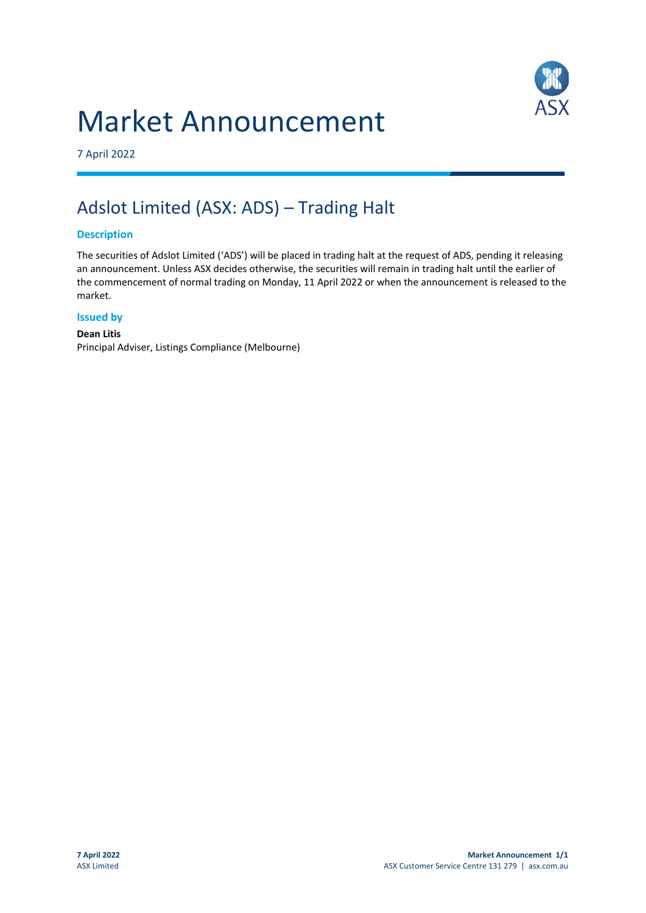# Market Announcement

7 April 2022

## Adslot Limited (ASX: ADS) – Trading Halt

### Description

The securities of Adslot Limited ('ADS') will be placed in trading halt at the request of ADS, pending it releasing an announcement. Unless ASX decides otherwise, the securities will remain in trading halt until the earlier of the commencement of normal trading on Monday, 11 April 2022 or when the announcement is released to the market.

### Issued by

**Dean Litis**
Principal Adviser, Listings Compliance (Melbourne)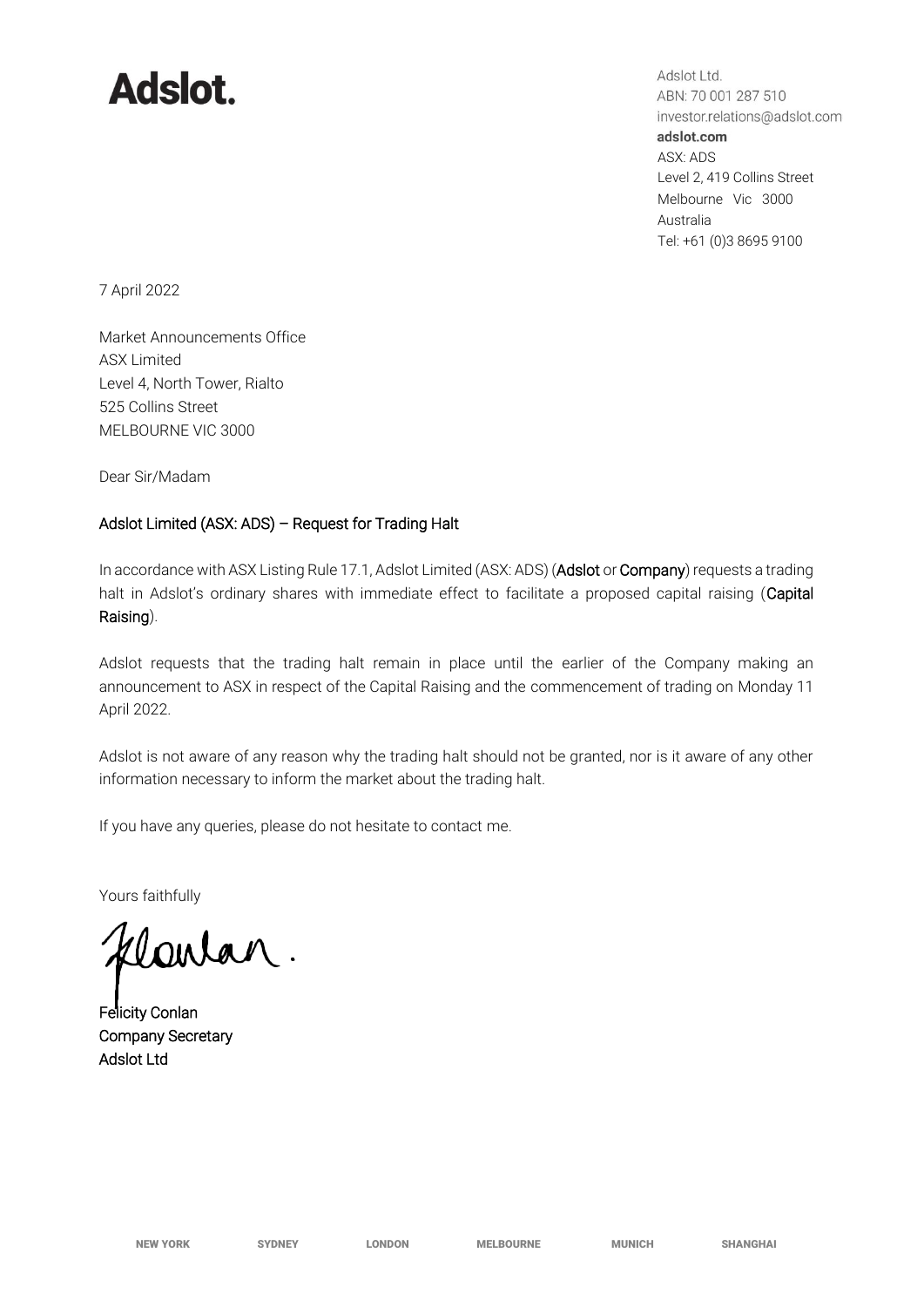**Adslot.**

Adslot Ltd.
ABN: 70 001 287 510
investor.relations@adslot.com
**adslot.com**
ASX: ADS
Level 2, 419 Collins Street
Melbourne Vic 3000
Australia
Tel: +61 (0)3 8695 9100

7 April 2022

Market Announcements Office
ASX Limited
Level 4, North Tower, Rialto
525 Collins Street
MELBOURNE VIC 3000

Dear Sir/Madam

**Adslot Limited (ASX: ADS) – Request for Trading Halt**

In accordance with ASX Listing Rule 17.1, Adslot Limited (ASX: ADS) (**Adslot** or **Company**) requests a trading halt in Adslot's ordinary shares with immediate effect to facilitate a proposed capital raising (**Capital Raising**).

Adslot requests that the trading halt remain in place until the earlier of the Company making an announcement to ASX in respect of the Capital Raising and the commencement of trading on Monday 11 April 2022.

Adslot is not aware of any reason why the trading halt should not be granted, nor is it aware of any other information necessary to inform the market about the trading halt.

If you have any queries, please do not hesitate to contact me.

Yours faithfully

Felicity Conlan
Company Secretary
Adslot Ltd

NEW YORK SYDNEY LONDON MELBOURNE MUNICH SHANGHAI